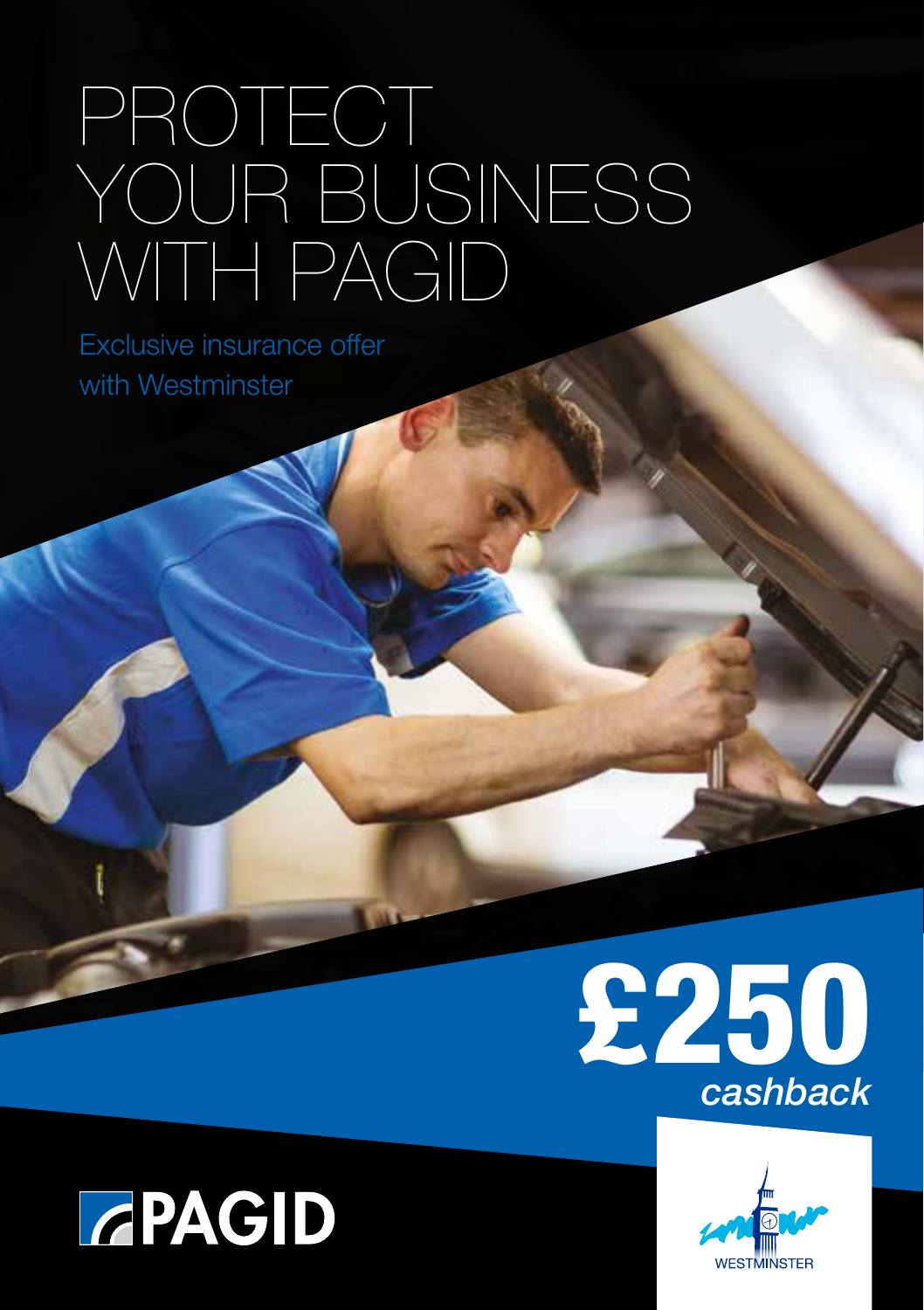# PROTECT YOUR BUSINESS WITH PAGID

Exclusive insurance offer with Westminster

**£250** *cashback*

PAGID

WESTMINSTER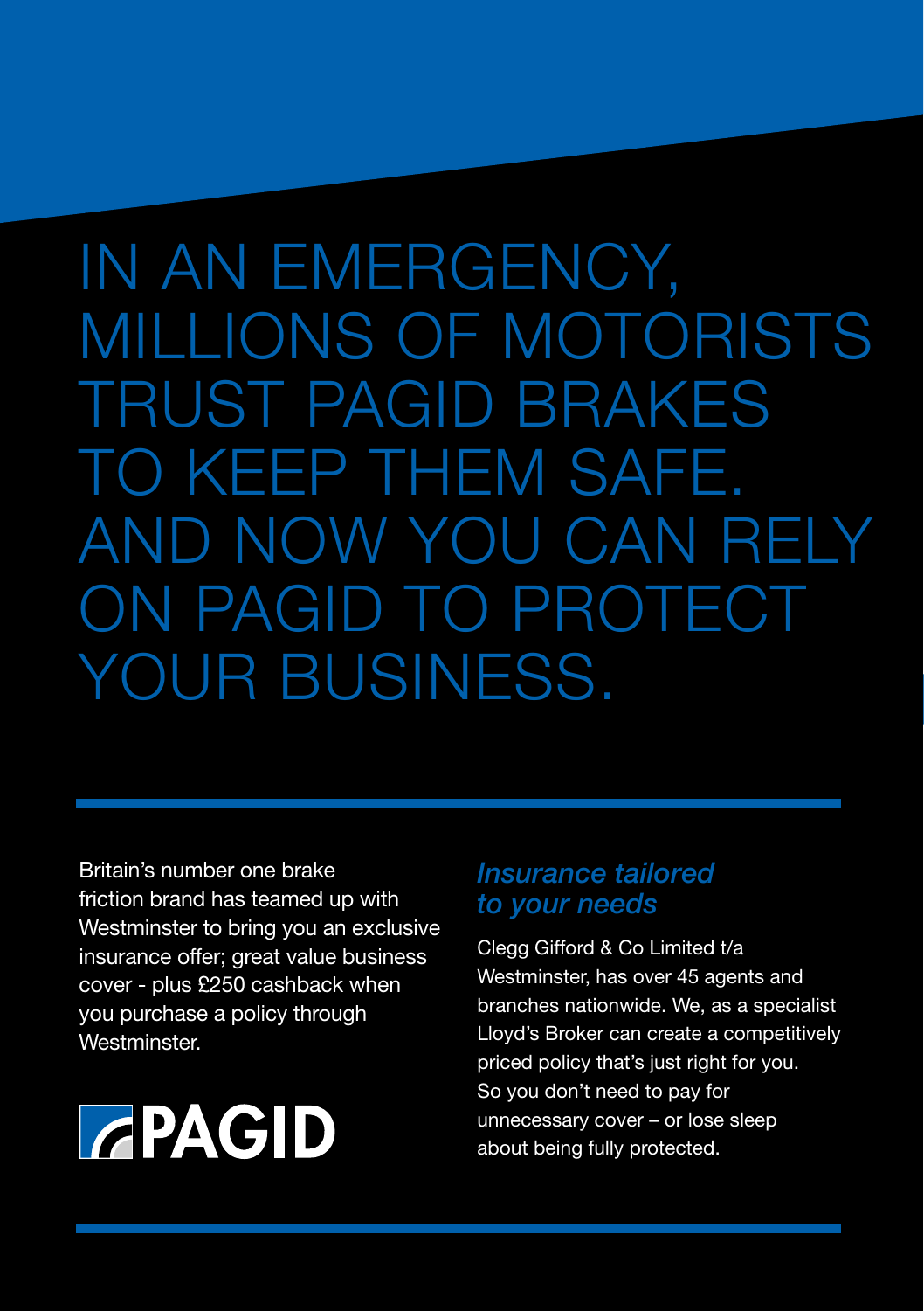# IN AN EMERGENCY, MILLIONS OF MOTORISTS TRUST PAGID BRAKES TO KEEP THEM SAFE. AND NOW YOU CAN RELY ON PAGID TO PROTECT YOUR BUSINESS.

Britain's number one brake friction brand has teamed up with Westminster to bring you an exclusive insurance offer; great value business cover - plus £250 cashback when you purchase a policy through Westminster.

PAGID

## *Insurance tailored to your needs*

Clegg Gifford & Co Limited t/a Westminster, has over 45 agents and branches nationwide. We, as a specialist Lloyd's Broker can create a competitively priced policy that's just right for you. So you don't need to pay for unnecessary cover – or lose sleep about being fully protected.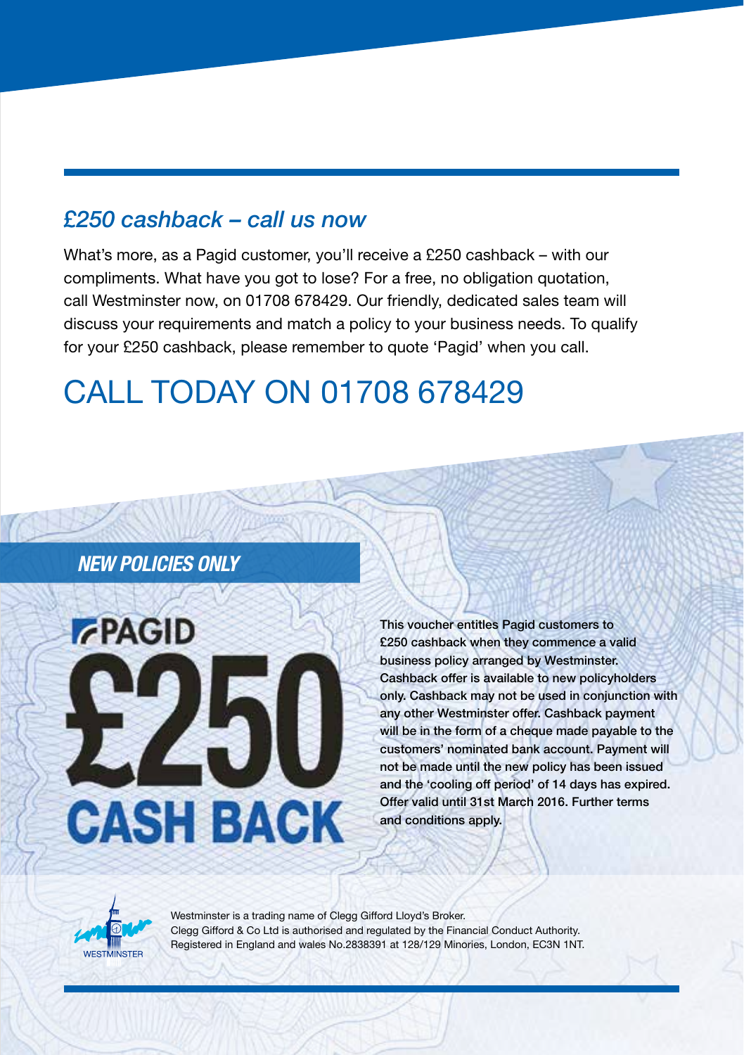## *£250 cashback – call us now*

What's more, as a Pagid customer, you'll receive a £250 cashback – with our compliments. What have you got to lose? For a free, no obligation quotation, call Westminster now, on 01708 678429. Our friendly, dedicated sales team will discuss your requirements and match a policy to your business needs. To qualify for your £250 cashback, please remember to quote 'Pagid' when you call.

# CALL TODAY ON 01708 678429

***NEW POLICIES ONLY***

**PAGID**

**£250**

**CASH BACK**

**This voucher entitles Pagid customers to £250 cashback when they commence a valid business policy arranged by Westminster. Cashback offer is available to new policyholders only. Cashback may not be used in conjunction with any other Westminster offer. Cashback payment will be in the form of a cheque made payable to the customers' nominated bank account. Payment will not be made until the new policy has been issued and the 'cooling off period' of 14 days has expired. Offer valid until 31st March 2016. Further terms and conditions apply.**

WESTMINSTER

Westminster is a trading name of Clegg Gifford Lloyd's Broker.
Clegg Gifford & Co Ltd is authorised and regulated by the Financial Conduct Authority.
Registered in England and wales No.2838391 at 128/129 Minories, London, EC3N 1NT.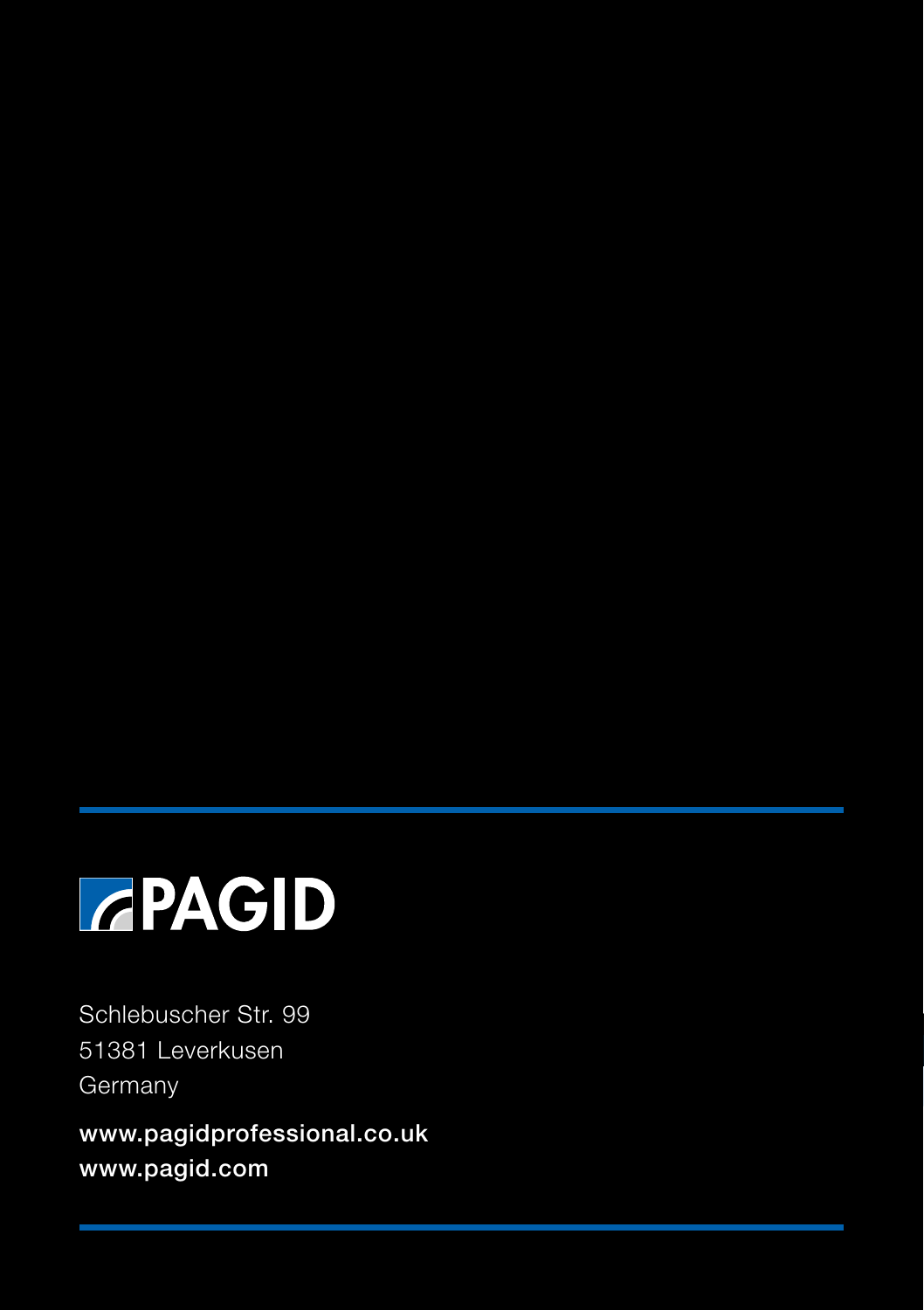PAGID

Schlebuscher Str. 99
51381 Leverkusen
Germany

**www.pagidprofessional.co.uk**
**www.pagid.com**